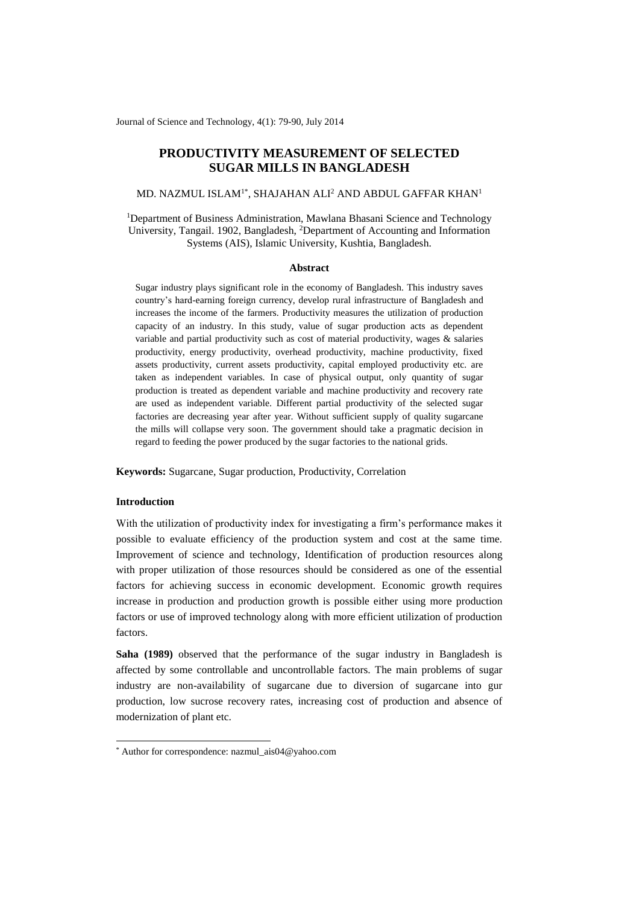# PRODUCTIVITY MEASUREMENT OF SELECTED SUGAR MILLS IN BANGLADESH

MD. NAZMUL ISLAM[1*], SHAJAHAN ALI[2] AND ABDUL GAFFAR KHAN[1]

[1]Department of Business Administration, Mawlana Bhasani Science and Technology University, Tangail. 1902, Bangladesh, [2]Department of Accounting and Information Systems (AIS), Islamic University, Kushtia, Bangladesh.

## Abstract

Sugar industry plays significant role in the economy of Bangladesh. This industry saves country's hard-earning foreign currency, develop rural infrastructure of Bangladesh and increases the income of the farmers. Productivity measures the utilization of production capacity of an industry. In this study, value of sugar production acts as dependent variable and partial productivity such as cost of material productivity, wages & salaries productivity, energy productivity, overhead productivity, machine productivity, fixed assets productivity, current assets productivity, capital employed productivity etc. are taken as independent variables. In case of physical output, only quantity of sugar production is treated as dependent variable and machine productivity and recovery rate are used as independent variable. Different partial productivity of the selected sugar factories are decreasing year after year. Without sufficient supply of quality sugarcane the mills will collapse very soon. The government should take a pragmatic decision in regard to feeding the power produced by the sugar factories to the national grids.

**Keywords:** Sugarcane, Sugar production, Productivity, Correlation

## Introduction

With the utilization of productivity index for investigating a firm's performance makes it possible to evaluate efficiency of the production system and cost at the same time. Improvement of science and technology, Identification of production resources along with proper utilization of those resources should be considered as one of the essential factors for achieving success in economic development. Economic growth requires increase in production and production growth is possible either using more production factors or use of improved technology along with more efficient utilization of production factors.

**Saha (1989)** observed that the performance of the sugar industry in Bangladesh is affected by some controllable and uncontrollable factors. The main problems of sugar industry are non-availability of sugarcane due to diversion of sugarcane into gur production, low sucrose recovery rates, increasing cost of production and absence of modernization of plant etc.

---

* Author for correspondence: nazmul_ais04@yahoo.com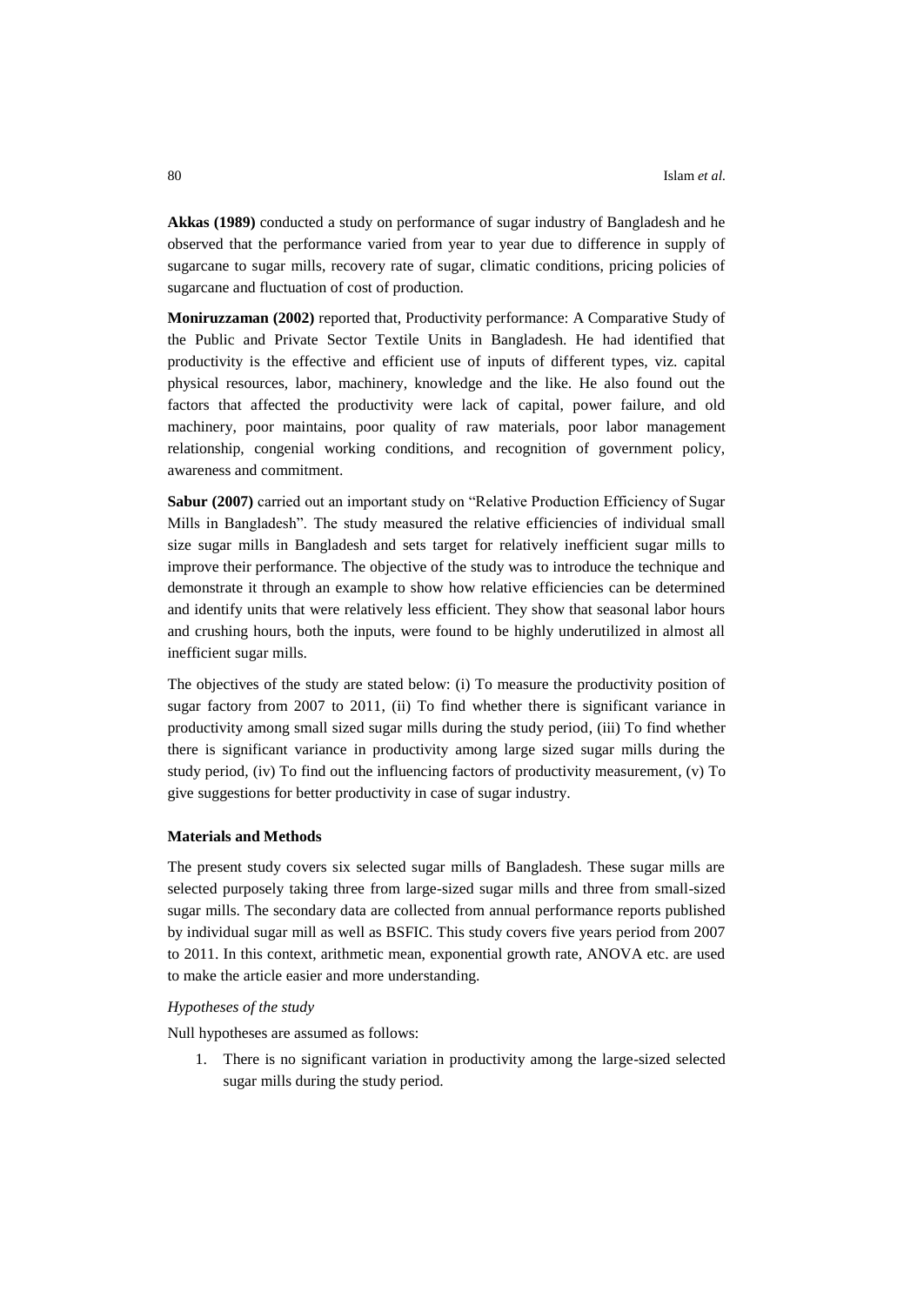**Akkas (1989)** conducted a study on performance of sugar industry of Bangladesh and he observed that the performance varied from year to year due to difference in supply of sugarcane to sugar mills, recovery rate of sugar, climatic conditions, pricing policies of sugarcane and fluctuation of cost of production.

**Moniruzzaman (2002)** reported that, Productivity performance: A Comparative Study of the Public and Private Sector Textile Units in Bangladesh. He had identified that productivity is the effective and efficient use of inputs of different types, viz. capital physical resources, labor, machinery, knowledge and the like. He also found out the factors that affected the productivity were lack of capital, power failure, and old machinery, poor maintains, poor quality of raw materials, poor labor management relationship, congenial working conditions, and recognition of government policy, awareness and commitment.

**Sabur (2007)** carried out an important study on "Relative Production Efficiency of Sugar Mills in Bangladesh". The study measured the relative efficiencies of individual small size sugar mills in Bangladesh and sets target for relatively inefficient sugar mills to improve their performance. The objective of the study was to introduce the technique and demonstrate it through an example to show how relative efficiencies can be determined and identify units that were relatively less efficient. They show that seasonal labor hours and crushing hours, both the inputs, were found to be highly underutilized in almost all inefficient sugar mills.

The objectives of the study are stated below: (i) To measure the productivity position of sugar factory from 2007 to 2011, (ii) To find whether there is significant variance in productivity among small sized sugar mills during the study period, (iii) To find whether there is significant variance in productivity among large sized sugar mills during the study period, (iv) To find out the influencing factors of productivity measurement, (v) To give suggestions for better productivity in case of sugar industry.

### Materials and Methods

The present study covers six selected sugar mills of Bangladesh. These sugar mills are selected purposely taking three from large-sized sugar mills and three from small-sized sugar mills. The secondary data are collected from annual performance reports published by individual sugar mill as well as BSFIC. This study covers five years period from 2007 to 2011. In this context, arithmetic mean, exponential growth rate, ANOVA etc. are used to make the article easier and more understanding.

*Hypotheses of the study*

Null hypotheses are assumed as follows:

1. There is no significant variation in productivity among the large-sized selected sugar mills during the study period.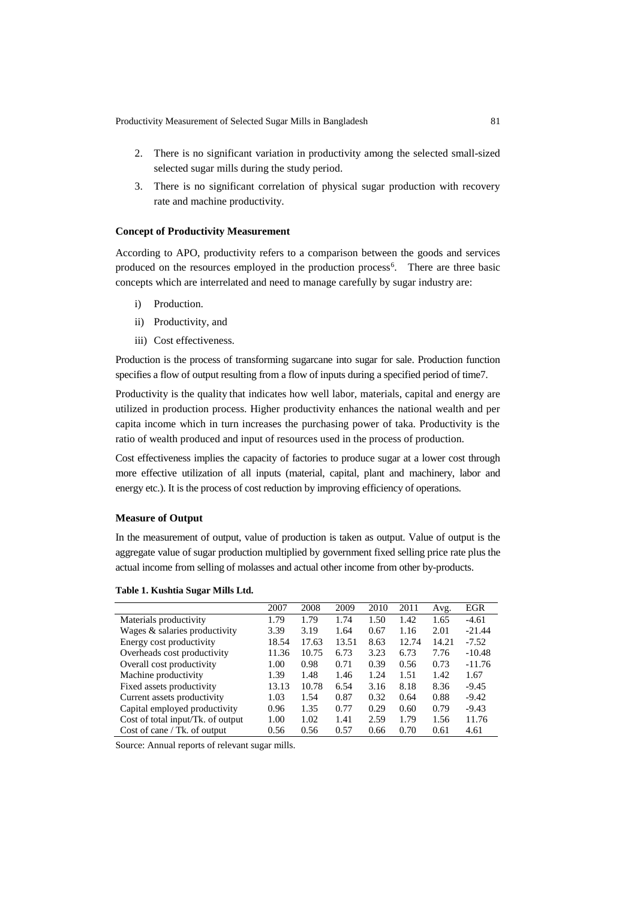2. There is no significant variation in productivity among the selected small-sized selected sugar mills during the study period.
3. There is no significant correlation of physical sugar production with recovery rate and machine productivity.

**Concept of Productivity Measurement**

According to APO, productivity refers to a comparison between the goods and services produced on the resources employed in the production process[6]. There are three basic concepts which are interrelated and need to manage carefully by sugar industry are:

i) Production.

ii) Productivity, and

iii) Cost effectiveness.

Production is the process of transforming sugarcane into sugar for sale. Production function specifies a flow of output resulting from a flow of inputs during a specified period of time7.

Productivity is the quality that indicates how well labor, materials, capital and energy are utilized in production process. Higher productivity enhances the national wealth and per capita income which in turn increases the purchasing power of taka. Productivity is the ratio of wealth produced and input of resources used in the process of production.

Cost effectiveness implies the capacity of factories to produce sugar at a lower cost through more effective utilization of all inputs (material, capital, plant and machinery, labor and energy etc.). It is the process of cost reduction by improving efficiency of operations.

**Measure of Output**

In the measurement of output, value of production is taken as output. Value of output is the aggregate value of sugar production multiplied by government fixed selling price rate plus the actual income from selling of molasses and actual other income from other by-products.

**Table 1. Kushtia Sugar Mills Ltd.**

| | 2007 | 2008 | 2009 | 2010 | 2011 | Avg. | EGR |
|---|---|---|---|---|---|---|---|
| Materials productivity | 1.79 | 1.79 | 1.74 | 1.50 | 1.42 | 1.65 | -4.61 |
| Wages & salaries productivity | 3.39 | 3.19 | 1.64 | 0.67 | 1.16 | 2.01 | -21.44 |
| Energy cost productivity | 18.54 | 17.63 | 13.51 | 8.63 | 12.74 | 14.21 | -7.52 |
| Overheads cost productivity | 11.36 | 10.75 | 6.73 | 3.23 | 6.73 | 7.76 | -10.48 |
| Overall cost productivity | 1.00 | 0.98 | 0.71 | 0.39 | 0.56 | 0.73 | -11.76 |
| Machine productivity | 1.39 | 1.48 | 1.46 | 1.24 | 1.51 | 1.42 | 1.67 |
| Fixed assets productivity | 13.13 | 10.78 | 6.54 | 3.16 | 8.18 | 8.36 | -9.45 |
| Current assets productivity | 1.03 | 1.54 | 0.87 | 0.32 | 0.64 | 0.88 | -9.42 |
| Capital employed productivity | 0.96 | 1.35 | 0.77 | 0.29 | 0.60 | 0.79 | -9.43 |
| Cost of total input/Tk. of output | 1.00 | 1.02 | 1.41 | 2.59 | 1.79 | 1.56 | 11.76 |
| Cost of cane / Tk. of output | 0.56 | 0.56 | 0.57 | 0.66 | 0.70 | 0.61 | 4.61 |

Source: Annual reports of relevant sugar mills.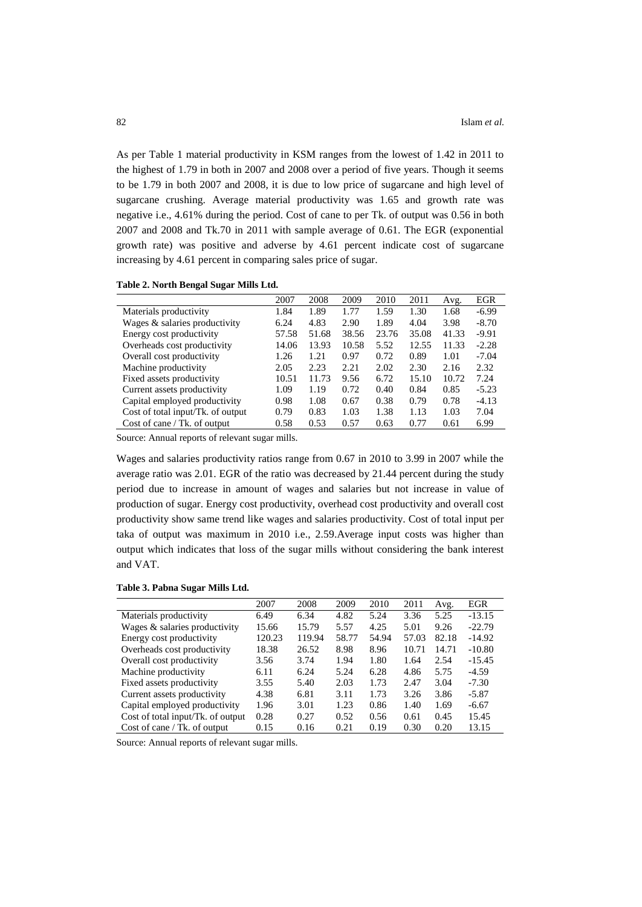As per Table 1 material productivity in KSM ranges from the lowest of 1.42 in 2011 to the highest of 1.79 in both in 2007 and 2008 over a period of five years. Though it seems to be 1.79 in both 2007 and 2008, it is due to low price of sugarcane and high level of sugarcane crushing. Average material productivity was 1.65 and growth rate was negative i.e., 4.61% during the period. Cost of cane to per Tk. of output was 0.56 in both 2007 and 2008 and Tk.70 in 2011 with sample average of 0.61. The EGR (exponential growth rate) was positive and adverse by 4.61 percent indicate cost of sugarcane increasing by 4.61 percent in comparing sales price of sugar.

**Table 2. North Bengal Sugar Mills Ltd.**

| | 2007 | 2008 | 2009 | 2010 | 2011 | Avg. | EGR |
|---|---|---|---|---|---|---|---|
| Materials productivity | 1.84 | 1.89 | 1.77 | 1.59 | 1.30 | 1.68 | -6.99 |
| Wages & salaries productivity | 6.24 | 4.83 | 2.90 | 1.89 | 4.04 | 3.98 | -8.70 |
| Energy cost productivity | 57.58 | 51.68 | 38.56 | 23.76 | 35.08 | 41.33 | -9.91 |
| Overheads cost productivity | 14.06 | 13.93 | 10.58 | 5.52 | 12.55 | 11.33 | -2.28 |
| Overall cost productivity | 1.26 | 1.21 | 0.97 | 0.72 | 0.89 | 1.01 | -7.04 |
| Machine productivity | 2.05 | 2.23 | 2.21 | 2.02 | 2.30 | 2.16 | 2.32 |
| Fixed assets productivity | 10.51 | 11.73 | 9.56 | 6.72 | 15.10 | 10.72 | 7.24 |
| Current assets productivity | 1.09 | 1.19 | 0.72 | 0.40 | 0.84 | 0.85 | -5.23 |
| Capital employed productivity | 0.98 | 1.08 | 0.67 | 0.38 | 0.79 | 0.78 | -4.13 |
| Cost of total input/Tk. of output | 0.79 | 0.83 | 1.03 | 1.38 | 1.13 | 1.03 | 7.04 |
| Cost of cane / Tk. of output | 0.58 | 0.53 | 0.57 | 0.63 | 0.77 | 0.61 | 6.99 |

Source: Annual reports of relevant sugar mills.

Wages and salaries productivity ratios range from 0.67 in 2010 to 3.99 in 2007 while the average ratio was 2.01. EGR of the ratio was decreased by 21.44 percent during the study period due to increase in amount of wages and salaries but not increase in value of production of sugar. Energy cost productivity, overhead cost productivity and overall cost productivity show same trend like wages and salaries productivity. Cost of total input per taka of output was maximum in 2010 i.e., 2.59.Average input costs was higher than output which indicates that loss of the sugar mills without considering the bank interest and VAT.

**Table 3. Pabna Sugar Mills Ltd.**

| | 2007 | 2008 | 2009 | 2010 | 2011 | Avg. | EGR |
|---|---|---|---|---|---|---|---|
| Materials productivity | 6.49 | 6.34 | 4.82 | 5.24 | 3.36 | 5.25 | -13.15 |
| Wages & salaries productivity | 15.66 | 15.79 | 5.57 | 4.25 | 5.01 | 9.26 | -22.79 |
| Energy cost productivity | 120.23 | 119.94 | 58.77 | 54.94 | 57.03 | 82.18 | -14.92 |
| Overheads cost productivity | 18.38 | 26.52 | 8.98 | 8.96 | 10.71 | 14.71 | -10.80 |
| Overall cost productivity | 3.56 | 3.74 | 1.94 | 1.80 | 1.64 | 2.54 | -15.45 |
| Machine productivity | 6.11 | 6.24 | 5.24 | 6.28 | 4.86 | 5.75 | -4.59 |
| Fixed assets productivity | 3.55 | 5.40 | 2.03 | 1.73 | 2.47 | 3.04 | -7.30 |
| Current assets productivity | 4.38 | 6.81 | 3.11 | 1.73 | 3.26 | 3.86 | -5.87 |
| Capital employed productivity | 1.96 | 3.01 | 1.23 | 0.86 | 1.40 | 1.69 | -6.67 |
| Cost of total input/Tk. of output | 0.28 | 0.27 | 0.52 | 0.56 | 0.61 | 0.45 | 15.45 |
| Cost of cane / Tk. of output | 0.15 | 0.16 | 0.21 | 0.19 | 0.30 | 0.20 | 13.15 |

Source: Annual reports of relevant sugar mills.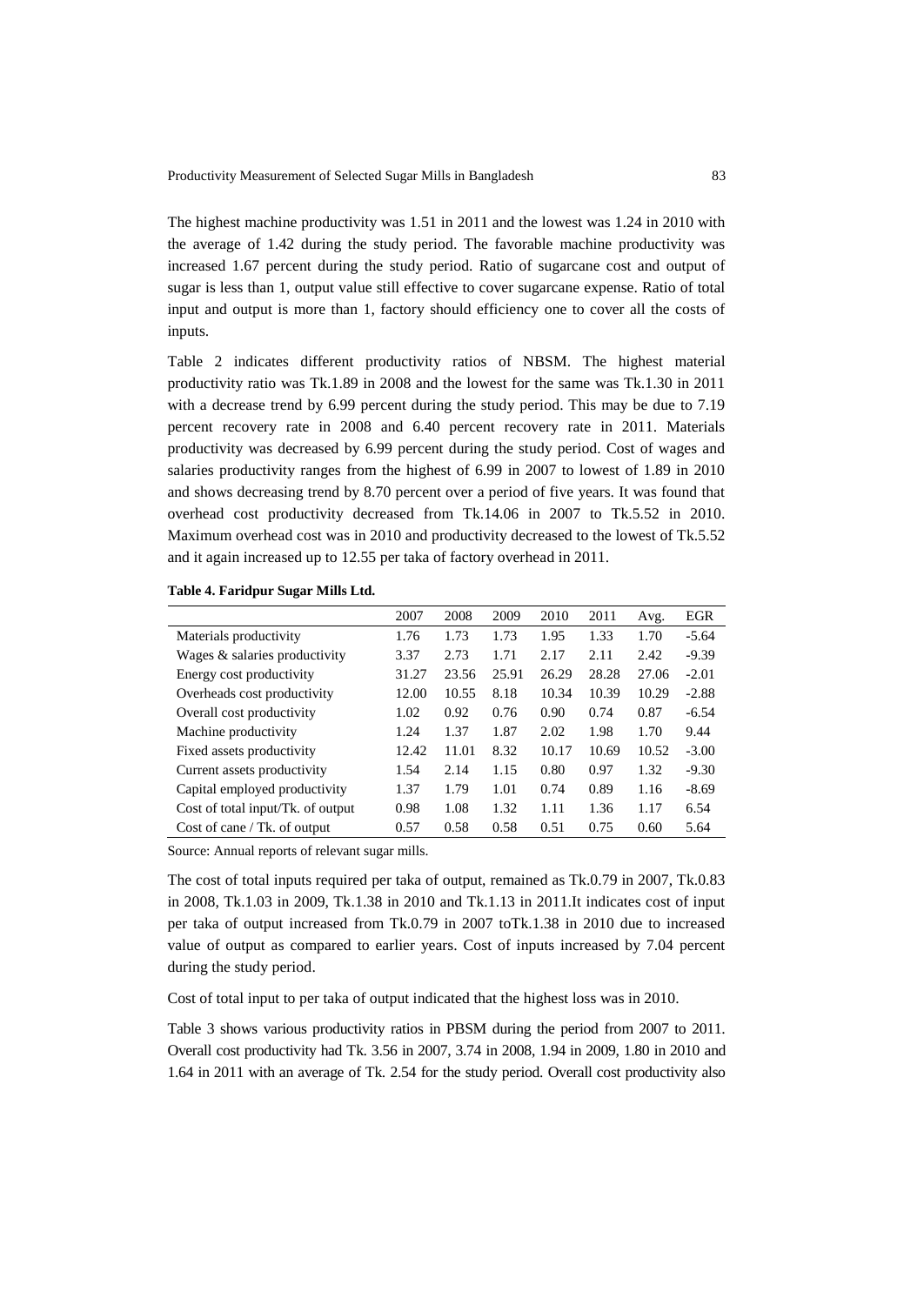The highest machine productivity was 1.51 in 2011 and the lowest was 1.24 in 2010 with the average of 1.42 during the study period. The favorable machine productivity was increased 1.67 percent during the study period. Ratio of sugarcane cost and output of sugar is less than 1, output value still effective to cover sugarcane expense. Ratio of total input and output is more than 1, factory should efficiency one to cover all the costs of inputs.

Table 2 indicates different productivity ratios of NBSM. The highest material productivity ratio was Tk.1.89 in 2008 and the lowest for the same was Tk.1.30 in 2011 with a decrease trend by 6.99 percent during the study period. This may be due to 7.19 percent recovery rate in 2008 and 6.40 percent recovery rate in 2011. Materials productivity was decreased by 6.99 percent during the study period. Cost of wages and salaries productivity ranges from the highest of 6.99 in 2007 to lowest of 1.89 in 2010 and shows decreasing trend by 8.70 percent over a period of five years. It was found that overhead cost productivity decreased from Tk.14.06 in 2007 to Tk.5.52 in 2010. Maximum overhead cost was in 2010 and productivity decreased to the lowest of Tk.5.52 and it again increased up to 12.55 per taka of factory overhead in 2011.

**Table 4. Faridpur Sugar Mills Ltd.**

| | 2007 | 2008 | 2009 | 2010 | 2011 | Avg. | EGR |
|---|---|---|---|---|---|---|---|
| Materials productivity | 1.76 | 1.73 | 1.73 | 1.95 | 1.33 | 1.70 | -5.64 |
| Wages & salaries productivity | 3.37 | 2.73 | 1.71 | 2.17 | 2.11 | 2.42 | -9.39 |
| Energy cost productivity | 31.27 | 23.56 | 25.91 | 26.29 | 28.28 | 27.06 | -2.01 |
| Overheads cost productivity | 12.00 | 10.55 | 8.18 | 10.34 | 10.39 | 10.29 | -2.88 |
| Overall cost productivity | 1.02 | 0.92 | 0.76 | 0.90 | 0.74 | 0.87 | -6.54 |
| Machine productivity | 1.24 | 1.37 | 1.87 | 2.02 | 1.98 | 1.70 | 9.44 |
| Fixed assets productivity | 12.42 | 11.01 | 8.32 | 10.17 | 10.69 | 10.52 | -3.00 |
| Current assets productivity | 1.54 | 2.14 | 1.15 | 0.80 | 0.97 | 1.32 | -9.30 |
| Capital employed productivity | 1.37 | 1.79 | 1.01 | 0.74 | 0.89 | 1.16 | -8.69 |
| Cost of total input/Tk. of output | 0.98 | 1.08 | 1.32 | 1.11 | 1.36 | 1.17 | 6.54 |
| Cost of cane / Tk. of output | 0.57 | 0.58 | 0.58 | 0.51 | 0.75 | 0.60 | 5.64 |

Source: Annual reports of relevant sugar mills.

The cost of total inputs required per taka of output, remained as Tk.0.79 in 2007, Tk.0.83 in 2008, Tk.1.03 in 2009, Tk.1.38 in 2010 and Tk.1.13 in 2011.It indicates cost of input per taka of output increased from Tk.0.79 in 2007 toTk.1.38 in 2010 due to increased value of output as compared to earlier years. Cost of inputs increased by 7.04 percent during the study period.

Cost of total input to per taka of output indicated that the highest loss was in 2010.

Table 3 shows various productivity ratios in PBSM during the period from 2007 to 2011. Overall cost productivity had Tk. 3.56 in 2007, 3.74 in 2008, 1.94 in 2009, 1.80 in 2010 and 1.64 in 2011 with an average of Tk. 2.54 for the study period. Overall cost productivity also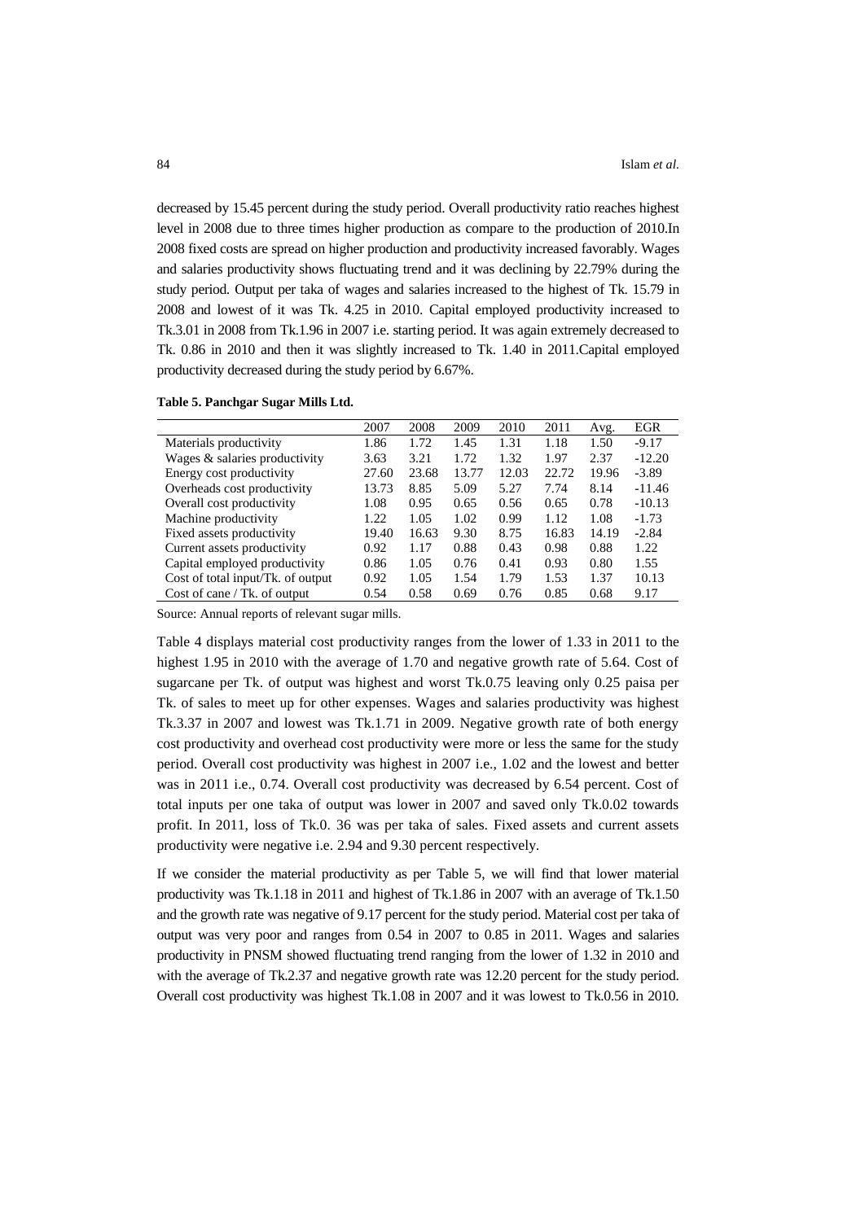decreased by 15.45 percent during the study period. Overall productivity ratio reaches highest level in 2008 due to three times higher production as compare to the production of 2010.In 2008 fixed costs are spread on higher production and productivity increased favorably. Wages and salaries productivity shows fluctuating trend and it was declining by 22.79% during the study period. Output per taka of wages and salaries increased to the highest of Tk. 15.79 in 2008 and lowest of it was Tk. 4.25 in 2010. Capital employed productivity increased to Tk.3.01 in 2008 from Tk.1.96 in 2007 i.e. starting period. It was again extremely decreased to Tk. 0.86 in 2010 and then it was slightly increased to Tk. 1.40 in 2011.Capital employed productivity decreased during the study period by 6.67%.

**Table 5. Panchgar Sugar Mills Ltd.**

| | 2007 | 2008 | 2009 | 2010 | 2011 | Avg. | EGR |
|---|---|---|---|---|---|---|---|
| Materials productivity | 1.86 | 1.72 | 1.45 | 1.31 | 1.18 | 1.50 | -9.17 |
| Wages & salaries productivity | 3.63 | 3.21 | 1.72 | 1.32 | 1.97 | 2.37 | -12.20 |
| Energy cost productivity | 27.60 | 23.68 | 13.77 | 12.03 | 22.72 | 19.96 | -3.89 |
| Overheads cost productivity | 13.73 | 8.85 | 5.09 | 5.27 | 7.74 | 8.14 | -11.46 |
| Overall cost productivity | 1.08 | 0.95 | 0.65 | 0.56 | 0.65 | 0.78 | -10.13 |
| Machine productivity | 1.22 | 1.05 | 1.02 | 0.99 | 1.12 | 1.08 | -1.73 |
| Fixed assets productivity | 19.40 | 16.63 | 9.30 | 8.75 | 16.83 | 14.19 | -2.84 |
| Current assets productivity | 0.92 | 1.17 | 0.88 | 0.43 | 0.98 | 0.88 | 1.22 |
| Capital employed productivity | 0.86 | 1.05 | 0.76 | 0.41 | 0.93 | 0.80 | 1.55 |
| Cost of total input/Tk. of output | 0.92 | 1.05 | 1.54 | 1.79 | 1.53 | 1.37 | 10.13 |
| Cost of cane / Tk. of output | 0.54 | 0.58 | 0.69 | 0.76 | 0.85 | 0.68 | 9.17 |

Source: Annual reports of relevant sugar mills.

Table 4 displays material cost productivity ranges from the lower of 1.33 in 2011 to the highest 1.95 in 2010 with the average of 1.70 and negative growth rate of 5.64. Cost of sugarcane per Tk. of output was highest and worst Tk.0.75 leaving only 0.25 paisa per Tk. of sales to meet up for other expenses. Wages and salaries productivity was highest Tk.3.37 in 2007 and lowest was Tk.1.71 in 2009. Negative growth rate of both energy cost productivity and overhead cost productivity were more or less the same for the study period. Overall cost productivity was highest in 2007 i.e., 1.02 and the lowest and better was in 2011 i.e., 0.74. Overall cost productivity was decreased by 6.54 percent. Cost of total inputs per one taka of output was lower in 2007 and saved only Tk.0.02 towards profit. In 2011, loss of Tk.0. 36 was per taka of sales. Fixed assets and current assets productivity were negative i.e. 2.94 and 9.30 percent respectively.

If we consider the material productivity as per Table 5, we will find that lower material productivity was Tk.1.18 in 2011 and highest of Tk.1.86 in 2007 with an average of Tk.1.50 and the growth rate was negative of 9.17 percent for the study period. Material cost per taka of output was very poor and ranges from 0.54 in 2007 to 0.85 in 2011. Wages and salaries productivity in PNSM showed fluctuating trend ranging from the lower of 1.32 in 2010 and with the average of Tk.2.37 and negative growth rate was 12.20 percent for the study period. Overall cost productivity was highest Tk.1.08 in 2007 and it was lowest to Tk.0.56 in 2010.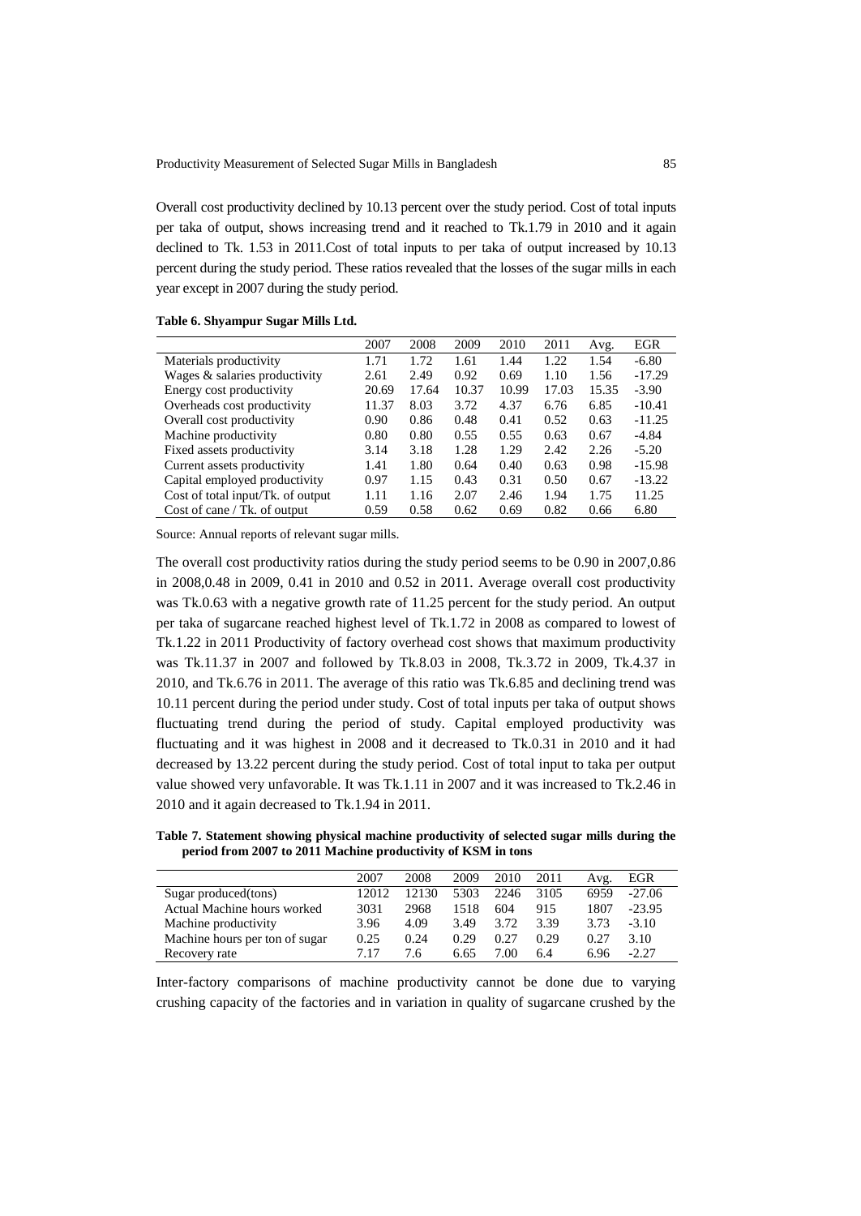Overall cost productivity declined by 10.13 percent over the study period. Cost of total inputs per taka of output, shows increasing trend and it reached to Tk.1.79 in 2010 and it again declined to Tk. 1.53 in 2011.Cost of total inputs to per taka of output increased by 10.13 percent during the study period. These ratios revealed that the losses of the sugar mills in each year except in 2007 during the study period.

**Table 6. Shyampur Sugar Mills Ltd.**

| | 2007 | 2008 | 2009 | 2010 | 2011 | Avg. | EGR |
|---|---|---|---|---|---|---|---|
| Materials productivity | 1.71 | 1.72 | 1.61 | 1.44 | 1.22 | 1.54 | -6.80 |
| Wages & salaries productivity | 2.61 | 2.49 | 0.92 | 0.69 | 1.10 | 1.56 | -17.29 |
| Energy cost productivity | 20.69 | 17.64 | 10.37 | 10.99 | 17.03 | 15.35 | -3.90 |
| Overheads cost productivity | 11.37 | 8.03 | 3.72 | 4.37 | 6.76 | 6.85 | -10.41 |
| Overall cost productivity | 0.90 | 0.86 | 0.48 | 0.41 | 0.52 | 0.63 | -11.25 |
| Machine productivity | 0.80 | 0.80 | 0.55 | 0.55 | 0.63 | 0.67 | -4.84 |
| Fixed assets productivity | 3.14 | 3.18 | 1.28 | 1.29 | 2.42 | 2.26 | -5.20 |
| Current assets productivity | 1.41 | 1.80 | 0.64 | 0.40 | 0.63 | 0.98 | -15.98 |
| Capital employed productivity | 0.97 | 1.15 | 0.43 | 0.31 | 0.50 | 0.67 | -13.22 |
| Cost of total input/Tk. of output | 1.11 | 1.16 | 2.07 | 2.46 | 1.94 | 1.75 | 11.25 |
| Cost of cane / Tk. of output | 0.59 | 0.58 | 0.62 | 0.69 | 0.82 | 0.66 | 6.80 |

Source: Annual reports of relevant sugar mills.

The overall cost productivity ratios during the study period seems to be 0.90 in 2007,0.86 in 2008,0.48 in 2009, 0.41 in 2010 and 0.52 in 2011. Average overall cost productivity was Tk.0.63 with a negative growth rate of 11.25 percent for the study period. An output per taka of sugarcane reached highest level of Tk.1.72 in 2008 as compared to lowest of Tk.1.22 in 2011 Productivity of factory overhead cost shows that maximum productivity was Tk.11.37 in 2007 and followed by Tk.8.03 in 2008, Tk.3.72 in 2009, Tk.4.37 in 2010, and Tk.6.76 in 2011. The average of this ratio was Tk.6.85 and declining trend was 10.11 percent during the period under study. Cost of total inputs per taka of output shows fluctuating trend during the period of study. Capital employed productivity was fluctuating and it was highest in 2008 and it decreased to Tk.0.31 in 2010 and it had decreased by 13.22 percent during the study period. Cost of total input to taka per output value showed very unfavorable. It was Tk.1.11 in 2007 and it was increased to Tk.2.46 in 2010 and it again decreased to Tk.1.94 in 2011.

**Table 7. Statement showing physical machine productivity of selected sugar mills during the period from 2007 to 2011 Machine productivity of KSM in tons**

| | 2007 | 2008 | 2009 | 2010 | 2011 | Avg. | EGR |
|---|---|---|---|---|---|---|---|
| Sugar produced(tons) | 12012 | 12130 | 5303 | 2246 | 3105 | 6959 | -27.06 |
| Actual Machine hours worked | 3031 | 2968 | 1518 | 604 | 915 | 1807 | -23.95 |
| Machine productivity | 3.96 | 4.09 | 3.49 | 3.72 | 3.39 | 3.73 | -3.10 |
| Machine hours per ton of sugar | 0.25 | 0.24 | 0.29 | 0.27 | 0.29 | 0.27 | 3.10 |
| Recovery rate | 7.17 | 7.6 | 6.65 | 7.00 | 6.4 | 6.96 | -2.27 |

Inter-factory comparisons of machine productivity cannot be done due to varying crushing capacity of the factories and in variation in quality of sugarcane crushed by the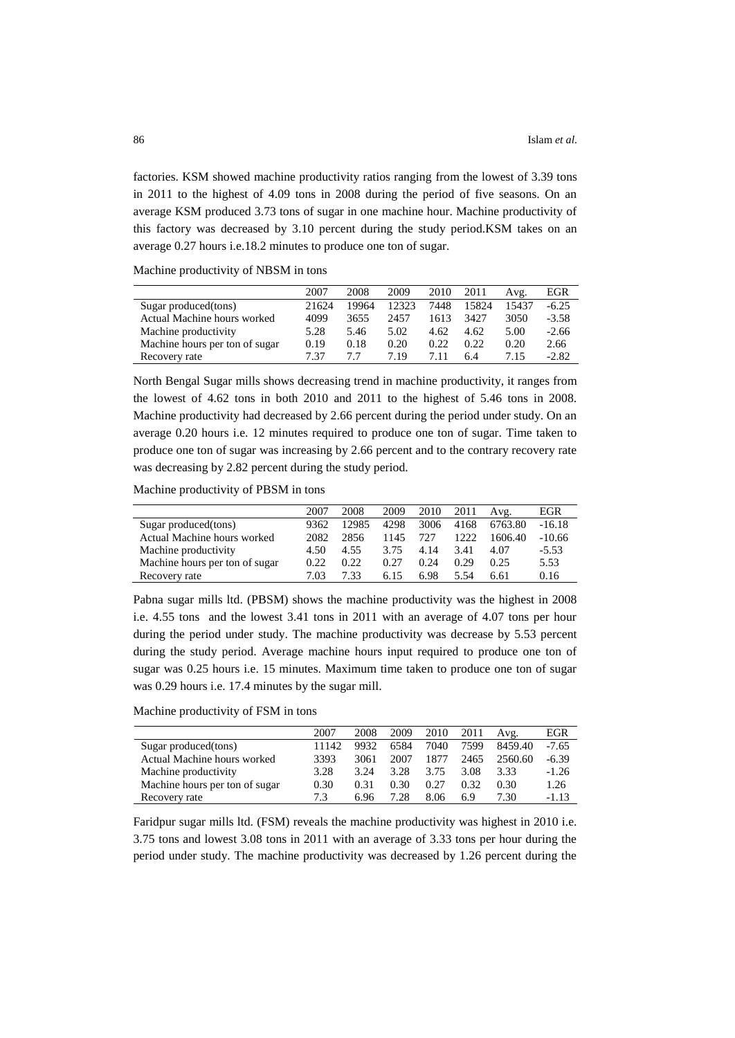factories. KSM showed machine productivity ratios ranging from the lowest of 3.39 tons in 2011 to the highest of 4.09 tons in 2008 during the period of five seasons. On an average KSM produced 3.73 tons of sugar in one machine hour. Machine productivity of this factory was decreased by 3.10 percent during the study period.KSM takes on an average 0.27 hours i.e.18.2 minutes to produce one ton of sugar.

Machine productivity of NBSM in tons

| | 2007 | 2008 | 2009 | 2010 | 2011 | Avg. | EGR |
|---|---|---|---|---|---|---|---|
| Sugar produced(tons) | 21624 | 19964 | 12323 | 7448 | 15824 | 15437 | -6.25 |
| Actual Machine hours worked | 4099 | 3655 | 2457 | 1613 | 3427 | 3050 | -3.58 |
| Machine productivity | 5.28 | 5.46 | 5.02 | 4.62 | 4.62 | 5.00 | -2.66 |
| Machine hours per ton of sugar | 0.19 | 0.18 | 0.20 | 0.22 | 0.22 | 0.20 | 2.66 |
| Recovery rate | 7.37 | 7.7 | 7.19 | 7.11 | 6.4 | 7.15 | -2.82 |

North Bengal Sugar mills shows decreasing trend in machine productivity, it ranges from the lowest of 4.62 tons in both 2010 and 2011 to the highest of 5.46 tons in 2008. Machine productivity had decreased by 2.66 percent during the period under study. On an average 0.20 hours i.e. 12 minutes required to produce one ton of sugar. Time taken to produce one ton of sugar was increasing by 2.66 percent and to the contrary recovery rate was decreasing by 2.82 percent during the study period.

Machine productivity of PBSM in tons

| | 2007 | 2008 | 2009 | 2010 | 2011 | Avg. | EGR |
|---|---|---|---|---|---|---|---|
| Sugar produced(tons) | 9362 | 12985 | 4298 | 3006 | 4168 | 6763.80 | -16.18 |
| Actual Machine hours worked | 2082 | 2856 | 1145 | 727 | 1222 | 1606.40 | -10.66 |
| Machine productivity | 4.50 | 4.55 | 3.75 | 4.14 | 3.41 | 4.07 | -5.53 |
| Machine hours per ton of sugar | 0.22 | 0.22 | 0.27 | 0.24 | 0.29 | 0.25 | 5.53 |
| Recovery rate | 7.03 | 7.33 | 6.15 | 6.98 | 5.54 | 6.61 | 0.16 |

Pabna sugar mills ltd. (PBSM) shows the machine productivity was the highest in 2008 i.e. 4.55 tons and the lowest 3.41 tons in 2011 with an average of 4.07 tons per hour during the period under study. The machine productivity was decrease by 5.53 percent during the study period. Average machine hours input required to produce one ton of sugar was 0.25 hours i.e. 15 minutes. Maximum time taken to produce one ton of sugar was 0.29 hours i.e. 17.4 minutes by the sugar mill.

Machine productivity of FSM in tons

| | 2007 | 2008 | 2009 | 2010 | 2011 | Avg. | EGR |
|---|---|---|---|---|---|---|---|
| Sugar produced(tons) | 11142 | 9932 | 6584 | 7040 | 7599 | 8459.40 | -7.65 |
| Actual Machine hours worked | 3393 | 3061 | 2007 | 1877 | 2465 | 2560.60 | -6.39 |
| Machine productivity | 3.28 | 3.24 | 3.28 | 3.75 | 3.08 | 3.33 | -1.26 |
| Machine hours per ton of sugar | 0.30 | 0.31 | 0.30 | 0.27 | 0.32 | 0.30 | 1.26 |
| Recovery rate | 7.3 | 6.96 | 7.28 | 8.06 | 6.9 | 7.30 | -1.13 |

Faridpur sugar mills ltd. (FSM) reveals the machine productivity was highest in 2010 i.e. 3.75 tons and lowest 3.08 tons in 2011 with an average of 3.33 tons per hour during the period under study. The machine productivity was decreased by 1.26 percent during the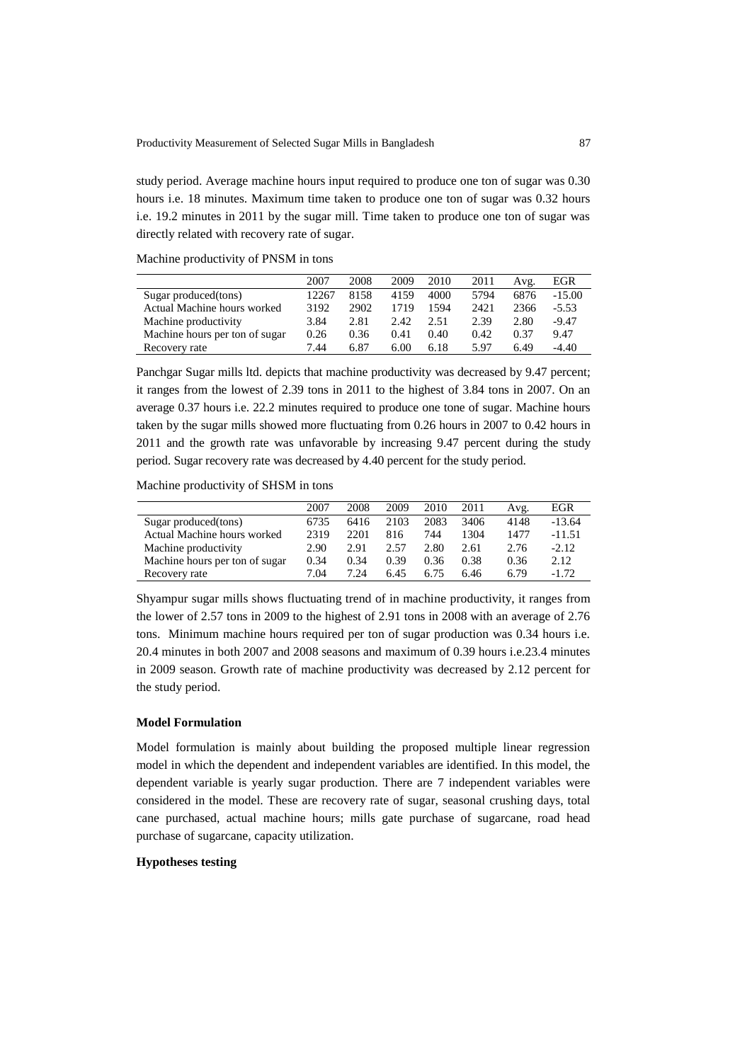study period. Average machine hours input required to produce one ton of sugar was 0.30 hours i.e. 18 minutes. Maximum time taken to produce one ton of sugar was 0.32 hours i.e. 19.2 minutes in 2011 by the sugar mill. Time taken to produce one ton of sugar was directly related with recovery rate of sugar.

Machine productivity of PNSM in tons

| | 2007 | 2008 | 2009 | 2010 | 2011 | Avg. | EGR |
|---|---|---|---|---|---|---|---|
| Sugar produced(tons) | 12267 | 8158 | 4159 | 4000 | 5794 | 6876 | -15.00 |
| Actual Machine hours worked | 3192 | 2902 | 1719 | 1594 | 2421 | 2366 | -5.53 |
| Machine productivity | 3.84 | 2.81 | 2.42 | 2.51 | 2.39 | 2.80 | -9.47 |
| Machine hours per ton of sugar | 0.26 | 0.36 | 0.41 | 0.40 | 0.42 | 0.37 | 9.47 |
| Recovery rate | 7.44 | 6.87 | 6.00 | 6.18 | 5.97 | 6.49 | -4.40 |

Panchgar Sugar mills ltd. depicts that machine productivity was decreased by 9.47 percent; it ranges from the lowest of 2.39 tons in 2011 to the highest of 3.84 tons in 2007. On an average 0.37 hours i.e. 22.2 minutes required to produce one tone of sugar. Machine hours taken by the sugar mills showed more fluctuating from 0.26 hours in 2007 to 0.42 hours in 2011 and the growth rate was unfavorable by increasing 9.47 percent during the study period. Sugar recovery rate was decreased by 4.40 percent for the study period.

Machine productivity of SHSM in tons

| | 2007 | 2008 | 2009 | 2010 | 2011 | Avg. | EGR |
|---|---|---|---|---|---|---|---|
| Sugar produced(tons) | 6735 | 6416 | 2103 | 2083 | 3406 | 4148 | -13.64 |
| Actual Machine hours worked | 2319 | 2201 | 816 | 744 | 1304 | 1477 | -11.51 |
| Machine productivity | 2.90 | 2.91 | 2.57 | 2.80 | 2.61 | 2.76 | -2.12 |
| Machine hours per ton of sugar | 0.34 | 0.34 | 0.39 | 0.36 | 0.38 | 0.36 | 2.12 |
| Recovery rate | 7.04 | 7.24 | 6.45 | 6.75 | 6.46 | 6.79 | -1.72 |

Shyampur sugar mills shows fluctuating trend of in machine productivity, it ranges from the lower of 2.57 tons in 2009 to the highest of 2.91 tons in 2008 with an average of 2.76 tons. Minimum machine hours required per ton of sugar production was 0.34 hours i.e. 20.4 minutes in both 2007 and 2008 seasons and maximum of 0.39 hours i.e.23.4 minutes in 2009 season. Growth rate of machine productivity was decreased by 2.12 percent for the study period.

**Model Formulation**

Model formulation is mainly about building the proposed multiple linear regression model in which the dependent and independent variables are identified. In this model, the dependent variable is yearly sugar production. There are 7 independent variables were considered in the model. These are recovery rate of sugar, seasonal crushing days, total cane purchased, actual machine hours; mills gate purchase of sugarcane, road head purchase of sugarcane, capacity utilization.

**Hypotheses testing**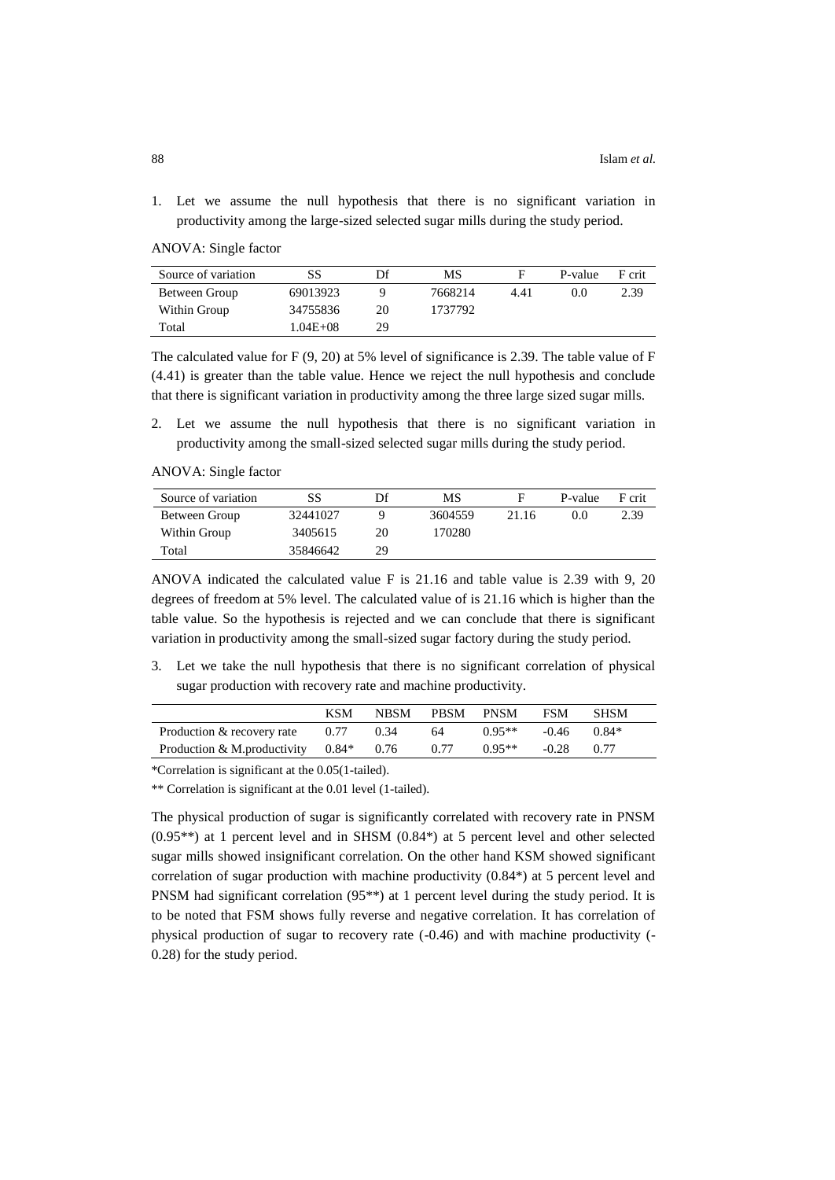1. Let we assume the null hypothesis that there is no significant variation in productivity among the large-sized selected sugar mills during the study period.

ANOVA: Single factor

| Source of variation | SS | Df | MS | F | P-value | F crit |
|---|---|---|---|---|---|---|
| Between Group | 69013923 | 9 | 7668214 | 4.41 | 0.0 | 2.39 |
| Within Group | 34755836 | 20 | 1737792 | | | |
| Total | 1.04E+08 | 29 | | | | |

The calculated value for F (9, 20) at 5% level of significance is 2.39. The table value of F (4.41) is greater than the table value. Hence we reject the null hypothesis and conclude that there is significant variation in productivity among the three large sized sugar mills.

2. Let we assume the null hypothesis that there is no significant variation in productivity among the small-sized selected sugar mills during the study period.

ANOVA: Single factor

| Source of variation | SS | Df | MS | F | P-value | F crit |
|---|---|---|---|---|---|---|
| Between Group | 32441027 | 9 | 3604559 | 21.16 | 0.0 | 2.39 |
| Within Group | 3405615 | 20 | 170280 | | | |
| Total | 35846642 | 29 | | | | |

ANOVA indicated the calculated value F is 21.16 and table value is 2.39 with 9, 20 degrees of freedom at 5% level. The calculated value of is 21.16 which is higher than the table value. So the hypothesis is rejected and we can conclude that there is significant variation in productivity among the small-sized sugar factory during the study period.

3. Let we take the null hypothesis that there is no significant correlation of physical sugar production with recovery rate and machine productivity.

| | KSM | NBSM | PBSM | PNSM | FSM | SHSM |
|---|---|---|---|---|---|---|
| Production & recovery rate | 0.77 | 0.34 | 64 | 0.95** | -0.46 | 0.84* |
| Production & M.productivity | 0.84* | 0.76 | 0.77 | 0.95** | -0.28 | 0.77 |

*Correlation is significant at the 0.05(1-tailed).

** Correlation is significant at the 0.01 level (1-tailed).

The physical production of sugar is significantly correlated with recovery rate in PNSM (0.95**) at 1 percent level and in SHSM (0.84*) at 5 percent level and other selected sugar mills showed insignificant correlation. On the other hand KSM showed significant correlation of sugar production with machine productivity (0.84*) at 5 percent level and PNSM had significant correlation (95**) at 1 percent level during the study period. It is to be noted that FSM shows fully reverse and negative correlation. It has correlation of physical production of sugar to recovery rate (-0.46) and with machine productivity (-0.28) for the study period.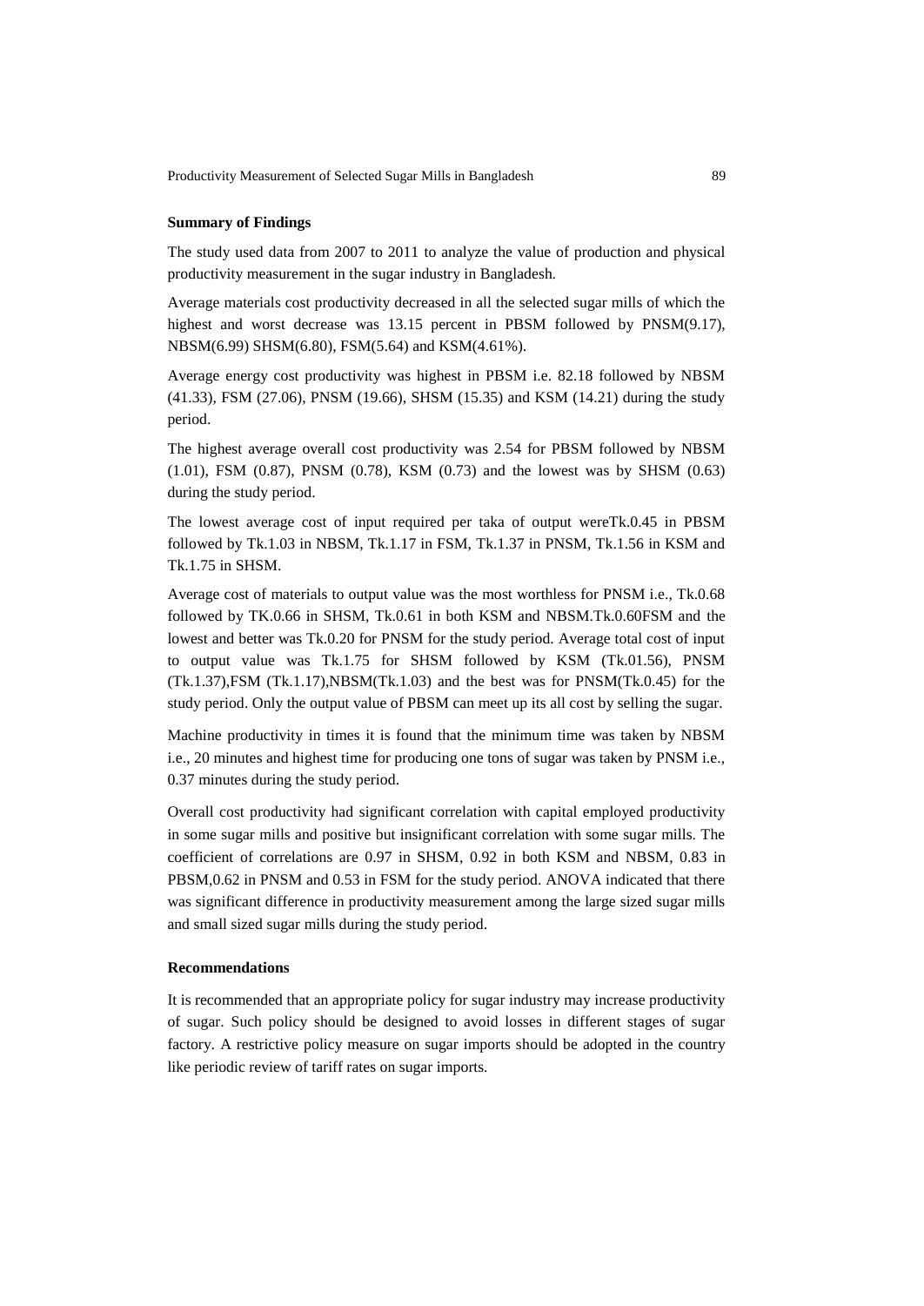**Summary of Findings**

The study used data from 2007 to 2011 to analyze the value of production and physical productivity measurement in the sugar industry in Bangladesh.

Average materials cost productivity decreased in all the selected sugar mills of which the highest and worst decrease was 13.15 percent in PBSM followed by PNSM(9.17), NBSM(6.99) SHSM(6.80), FSM(5.64) and KSM(4.61%).

Average energy cost productivity was highest in PBSM i.e. 82.18 followed by NBSM (41.33), FSM (27.06), PNSM (19.66), SHSM (15.35) and KSM (14.21) during the study period.

The highest average overall cost productivity was 2.54 for PBSM followed by NBSM (1.01), FSM (0.87), PNSM (0.78), KSM (0.73) and the lowest was by SHSM (0.63) during the study period.

The lowest average cost of input required per taka of output wereTk.0.45 in PBSM followed by Tk.1.03 in NBSM, Tk.1.17 in FSM, Tk.1.37 in PNSM, Tk.1.56 in KSM and Tk.1.75 in SHSM.

Average cost of materials to output value was the most worthless for PNSM i.e., Tk.0.68 followed by TK.0.66 in SHSM, Tk.0.61 in both KSM and NBSM.Tk.0.60FSM and the lowest and better was Tk.0.20 for PNSM for the study period. Average total cost of input to output value was Tk.1.75 for SHSM followed by KSM (Tk.01.56), PNSM (Tk.1.37),FSM (Tk.1.17),NBSM(Tk.1.03) and the best was for PNSM(Tk.0.45) for the study period. Only the output value of PBSM can meet up its all cost by selling the sugar.

Machine productivity in times it is found that the minimum time was taken by NBSM i.e., 20 minutes and highest time for producing one tons of sugar was taken by PNSM i.e., 0.37 minutes during the study period.

Overall cost productivity had significant correlation with capital employed productivity in some sugar mills and positive but insignificant correlation with some sugar mills. The coefficient of correlations are 0.97 in SHSM, 0.92 in both KSM and NBSM, 0.83 in PBSM,0.62 in PNSM and 0.53 in FSM for the study period. ANOVA indicated that there was significant difference in productivity measurement among the large sized sugar mills and small sized sugar mills during the study period.

**Recommendations**

It is recommended that an appropriate policy for sugar industry may increase productivity of sugar. Such policy should be designed to avoid losses in different stages of sugar factory. A restrictive policy measure on sugar imports should be adopted in the country like periodic review of tariff rates on sugar imports.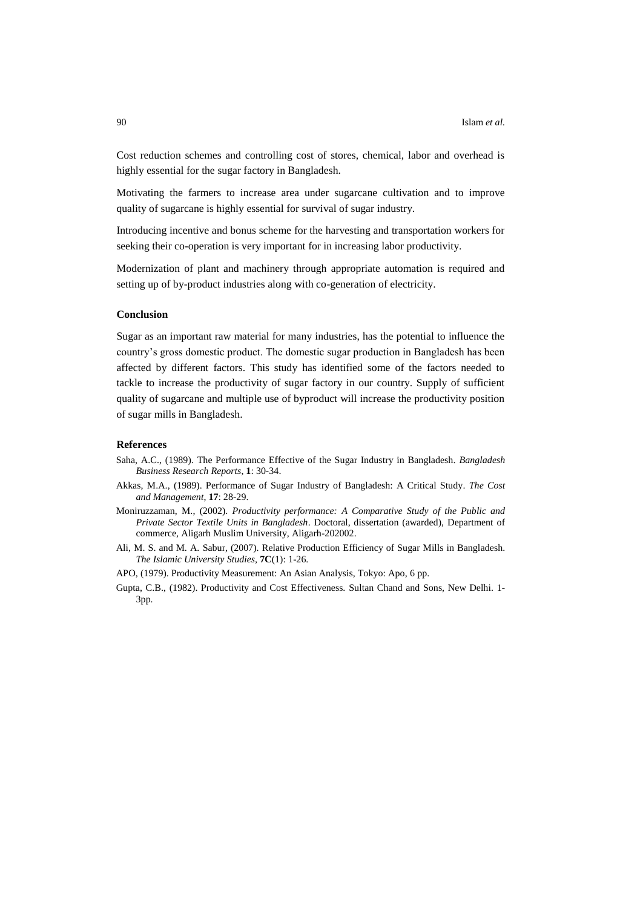Cost reduction schemes and controlling cost of stores, chemical, labor and overhead is highly essential for the sugar factory in Bangladesh.

Motivating the farmers to increase area under sugarcane cultivation and to improve quality of sugarcane is highly essential for survival of sugar industry.

Introducing incentive and bonus scheme for the harvesting and transportation workers for seeking their co-operation is very important for in increasing labor productivity.

Modernization of plant and machinery through appropriate automation is required and setting up of by-product industries along with co-generation of electricity.

## Conclusion

Sugar as an important raw material for many industries, has the potential to influence the country's gross domestic product. The domestic sugar production in Bangladesh has been affected by different factors. This study has identified some of the factors needed to tackle to increase the productivity of sugar factory in our country. Supply of sufficient quality of sugarcane and multiple use of byproduct will increase the productivity position of sugar mills in Bangladesh.

## References

Saha, A.C., (1989). The Performance Effective of the Sugar Industry in Bangladesh. *Bangladesh Business Research Reports*, **1**: 30-34.

Akkas, M.A., (1989). Performance of Sugar Industry of Bangladesh: A Critical Study. *The Cost and Management*, **17**: 28-29.

Moniruzzaman, M., (2002). *Productivity performance: A Comparative Study of the Public and Private Sector Textile Units in Bangladesh*. Doctoral, dissertation (awarded), Department of commerce, Aligarh Muslim University, Aligarh-202002.

Ali, M. S. and M. A. Sabur, (2007). Relative Production Efficiency of Sugar Mills in Bangladesh. *The Islamic University Studies*, **7C**(1): 1-26.

APO, (1979). Productivity Measurement: An Asian Analysis, Tokyo: Apo, 6 pp.

Gupta, C.B., (1982). Productivity and Cost Effectiveness. Sultan Chand and Sons, New Delhi. 1-3pp.